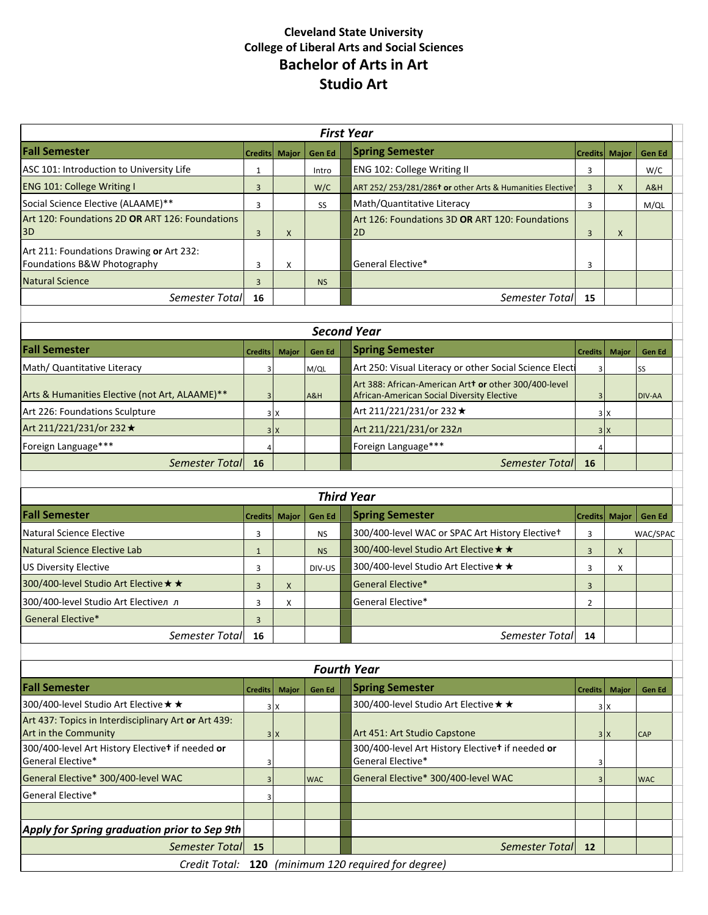# Cleveland State University
## College of Liberal Arts and Social Sciences
## Bachelor of Arts in Art
## Studio Art

| ***First Year*** | | | | | | | |
|---|---|---|---|---|---|---|---|
| **Fall Semester** | **Credits** | **Major** | **Gen Ed** | **Spring Semester** | **Credits** | **Major** | **Gen Ed** |
| ASC 101: Introduction to University Life | 1 | | Intro | ENG 102: College Writing II | 3 | | W/C |
| ENG 101: College Writing I | 3 | | W/C | ART 252/ 253/281/286† **or** other Arts & Humanities Elective† | 3 | X | A&H |
| Social Science Elective (ALAAME)** | 3 | | SS | Math/Quantitative Literacy | 3 | | M/QL |
| Art 120: Foundations 2D **OR** ART 126: Foundations 3D | 3 | X | | Art 126: Foundations 3D **OR** ART 120: Foundations 2D | 3 | X | |
| Art 211: Foundations Drawing **or** Art 232: Foundations B&W Photography | 3 | X | | General Elective* | 3 | | |
| Natural Science | 3 | | NS | | | | |
| *Semester Total* | **16** | | | *Semester Total* | **15** | | |

| ***Second Year*** | | | | | | | |
|---|---|---|---|---|---|---|---|
| **Fall Semester** | **Credits** | **Major** | **Gen Ed** | **Spring Semester** | **Credits** | **Major** | **Gen Ed** |
| Math/ Quantitative Literacy | 3 | | M/QL | Art 250: Visual Literacy or other Social Science Elective | 3 | | SS |
| Arts & Humanities Elective (not Art, ALAAME)** | 3 | | A&H | Art 388: African-American Art† **or** other 300/400-level African-American Social Diversity Elective | 3 | | DIV-AA |
| Art 226: Foundations Sculpture | 3 | X | | Art 211/221/231/or 232★ | 3 | X | |
| Art 211/221/231/or 232★ | 3 | X | | Art 211/221/231/or 232л | 3 | X | |
| Foreign Language*** | 4 | | | Foreign Language*** | 4 | | |
| *Semester Total* | **16** | | | *Semester Total* | **16** | | |

| ***Third Year*** | | | | | | | |
|---|---|---|---|---|---|---|---|
| **Fall Semester** | **Credits** | **Major** | **Gen Ed** | **Spring Semester** | **Credits** | **Major** | **Gen Ed** |
| Natural Science Elective | 3 | | NS | 300/400-level WAC or SPAC Art History Elective† | 3 | | WAC/SPAC |
| Natural Science Elective Lab | 1 | | NS | 300/400-level Studio Art Elective★★ | 3 | X | |
| US Diversity Elective | 3 | | DIV-US | 300/400-level Studio Art Elective★★ | 3 | X | |
| 300/400-level Studio Art Elective★★ | 3 | X | | General Elective* | 3 | | |
| 300/400-level Studio Art Electiveл л | 3 | X | | General Elective* | 2 | | |
| General Elective* | 3 | | | | | | |
| *Semester Total* | **16** | | | *Semester Total* | **14** | | |

| ***Fourth Year*** | | | | | | | |
|---|---|---|---|---|---|---|---|
| **Fall Semester** | **Credits** | **Major** | **Gen Ed** | **Spring Semester** | **Credits** | **Major** | **Gen Ed** |
| 300/400-level Studio Art Elective★★ | 3 | X | | 300/400-level Studio Art Elective★★ | 3 | X | |
| Art 437: Topics in Interdisciplinary Art **or** Art 439: Art in the Community | 3 | X | | Art 451: Art Studio Capstone | 3 | X | CAP |
| 300/400-level Art History Elective† if needed **or** General Elective* | 3 | | | 300/400-level Art History Elective† if needed **or** General Elective* | 3 | | |
| General Elective* 300/400-level WAC | 3 | | WAC | General Elective* 300/400-level WAC | 3 | | WAC |
| General Elective* | 3 | | | | | | |
| | | | | | | | |
| ***Apply for Spring graduation prior to Sep 9th*** | | | | | | | |
| *Semester Total* | **15** | | | *Semester Total* | **12** | | |

*Credit Total:* **120** *(minimum 120 required for degree)*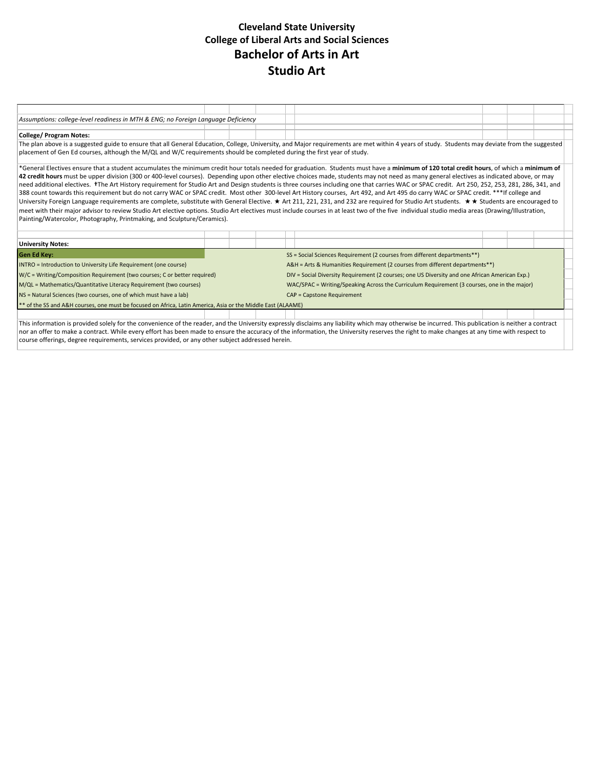# Cleveland State University

## College of Liberal Arts and Social Sciences

# Bachelor of Arts in Art

# Studio Art

*Assumptions: college-level readiness in MTH & ENG; no Foreign Language Deficiency*

**College/ Program Notes:**

The plan above is a suggested guide to ensure that all General Education, College, University, and Major requirements are met within 4 years of study. Students may deviate from the suggested placement of Gen Ed courses, although the M/QL and W/C requirements should be completed during the first year of study.

*General Electives ensure that a student accumulates the minimum credit hour totals needed for graduation. Students must have a **minimum of 120 total credit hours**, of which a **minimum of 42 credit hours** must be upper division (300 or 400-level courses). Depending upon other elective choices made, students may not need as many general electives as indicated above, or may need additional electives. ✝The Art History requirement for Studio Art and Design students is three courses including one that carries WAC or SPAC credit. Art 250, 252, 253, 281, 286, 341, and 388 count towards this requirement but do not carry WAC or SPAC credit. Most other 300-level Art History courses, Art 492, and Art 495 do carry WAC or SPAC credit. ***If college and University Foreign Language requirements are complete, substitute with General Elective. ★ Art 211, 221, 231, and 232 are required for Studio Art students. ★★ Students are encouraged to meet with their major advisor to review Studio Art elective options. Studio Art electives must include courses in at least two of the five individual studio media areas (Drawing/Illustration, Painting/Watercolor, Photography, Printmaking, and Sculpture/Ceramics).

**University Notes:**

| **Gen Ed Key:** | |
|---|---|
| INTRO = Introduction to University Life Requirement (one course) | SS = Social Sciences Requirement (2 courses from different departments**) |
| W/C = Writing/Composition Requirement (two courses; C or better required) | A&H = Arts & Humanities Requirement (2 courses from different departments**) |
| M/QL = Mathematics/Quantitative Literacy Requirement (two courses) | DIV = Social Diversity Requirement (2 courses; one US Diversity and one African American Exp.) |
| NS = Natural Sciences (two courses, one of which must have a lab) | WAC/SPAC = Writing/Speaking Across the Curriculum Requirement (3 courses, one in the major) |
| | CAP = Capstone Requirement |
| ** of the SS and A&H courses, one must be focused on Africa, Latin America, Asia or the Middle East (ALAAME) | |

This information is provided solely for the convenience of the reader, and the University expressly disclaims any liability which may otherwise be incurred. This publication is neither a contract nor an offer to make a contract. While every effort has been made to ensure the accuracy of the information, the University reserves the right to make changes at any time with respect to course offerings, degree requirements, services provided, or any other subject addressed herein.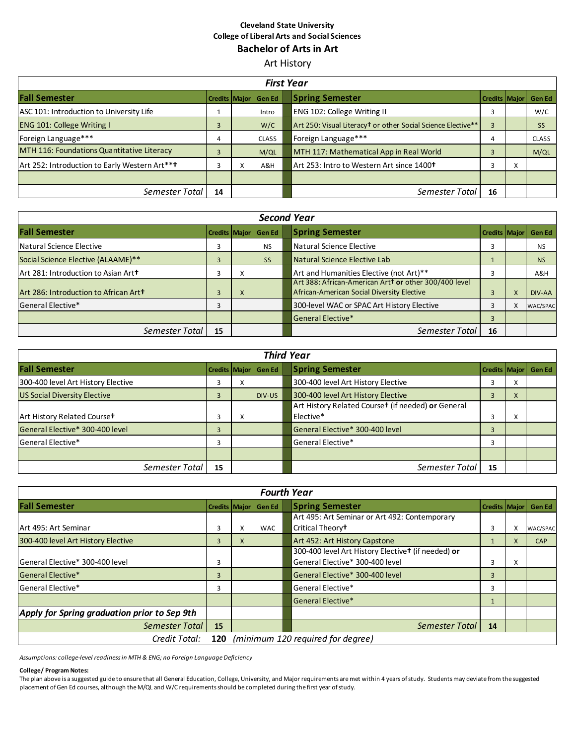**Cleveland State University**
**College of Liberal Arts and Social Sciences**

# Bachelor of Arts in Art

## Art History

### First Year

| Fall Semester | Credits | Major | Gen Ed | Spring Semester | Credits | Major | Gen Ed |
|---|---|---|---|---|---|---|---|
| ASC 101: Introduction to University Life | 1 | | Intro | ENG 102: College Writing II | 3 | | W/C |
| ENG 101: College Writing I | 3 | | W/C | Art 250: Visual Literacy† or other Social Science Elective** | 3 | | SS |
| Foreign Language*** | 4 | | CLASS | Foreign Language*** | 4 | | CLASS |
| MTH 116: Foundations Quantitative Literacy | 3 | | M/QL | MTH 117: Mathematical App in Real World | 3 | | M/QL |
| Art 252: Introduction to Early Western Art**† | 3 | X | A&H | Art 253: Intro to Western Art since 1400† | 3 | X | |
| | | | | | | | |
| *Semester Total* | **14** | | | *Semester Total* | **16** | | |

### Second Year

| Fall Semester | Credits | Major | Gen Ed | Spring Semester | Credits | Major | Gen Ed |
|---|---|---|---|---|---|---|---|
| Natural Science Elective | 3 | | NS | Natural Science Elective | 3 | | NS |
| Social Science Elective (ALAAME)** | 3 | | SS | Natural Science Elective Lab | 1 | | NS |
| Art 281: Introduction to Asian Art† | 3 | X | | Art and Humanities Elective (not Art)** | 3 | | A&H |
| Art 286: Introduction to African Art† | 3 | X | | Art 388: African-American Art† **or** other 300/400 level African-American Social Diversity Elective | 3 | X | DIV-AA |
| General Elective* | 3 | | | 300-level WAC or SPAC Art History Elective | 3 | X | WAC/SPAC |
| | | | | General Elective* | 3 | | |
| *Semester Total* | **15** | | | *Semester Total* | **16** | | |

### Third Year

| Fall Semester | Credits | Major | Gen Ed | Spring Semester | Credits | Major | Gen Ed |
|---|---|---|---|---|---|---|---|
| 300-400 level Art History Elective | 3 | X | | 300-400 level Art History Elective | 3 | X | |
| US Social Diversity Elective | 3 | | DIV-US | 300-400 level Art History Elective | 3 | X | |
| Art History Related Course† | 3 | X | | Art History Related Course† (if needed) **or** General Elective* | 3 | X | |
| General Elective* 300-400 level | 3 | | | General Elective* 300-400 level | 3 | | |
| General Elective* | 3 | | | General Elective* | 3 | | |
| | | | | | | | |
| *Semester Total* | **15** | | | *Semester Total* | **15** | | |

### Fourth Year

| Fall Semester | Credits | Major | Gen Ed | Spring Semester | Credits | Major | Gen Ed |
|---|---|---|---|---|---|---|---|
| Art 495: Art Seminar | 3 | X | WAC | Art 495: Art Seminar or Art 492: Contemporary Critical Theory† | 3 | X | WAC/SPAC |
| 300-400 level Art History Elective | 3 | X | | Art 452: Art History Capstone | 1 | X | CAP |
| General Elective* 300-400 level | 3 | | | 300-400 level Art History Elective† (if needed) **or** General Elective* 300-400 level | 3 | X | |
| General Elective* | 3 | | | General Elective* 300-400 level | 3 | | |
| General Elective* | 3 | | | General Elective* | 3 | | |
| | | | | General Elective* | 1 | | |
| ***Apply for Spring graduation prior to Sep 9th*** | | | | | | | |
| *Semester Total* | **15** | | | *Semester Total* | **14** | | |
| *Credit Total:* | **120** | *(minimum 120 required for degree)* | | | | | |

*Assumptions: college-level readiness in MTH & ENG; no Foreign Language Deficiency*

**College/ Program Notes:**

The plan above is a suggested guide to ensure that all General Education, College, University, and Major requirements are met within 4 years of study. Students may deviate from the suggested placement of Gen Ed courses, although the M/QL and W/C requirements should be completed during the first year of study.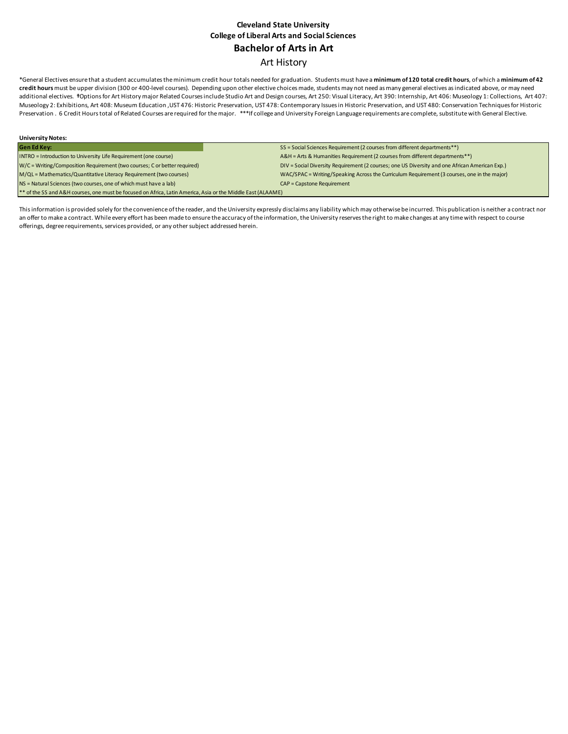**Cleveland State University**

**College of Liberal Arts and Social Sciences**

# Bachelor of Arts in Art

## Art History

*General Electives ensure that a student accumulates the minimum credit hour totals needed for graduation. Students must have a **minimum of 120 total credit hours**, of which a **minimum of 42 credit hours** must be upper division (300 or 400-level courses). Depending upon other elective choices made, students may not need as many general electives as indicated above, or may need additional electives. ✝Options for Art History major Related Courses include Studio Art and Design courses, Art 250: Visual Literacy, Art 390: Internship, Art 406: Museology 1: Collections, Art 407: Museology 2: Exhibitions, Art 408: Museum Education ,UST 476: Historic Preservation, UST 478: Contemporary Issues in Historic Preservation, and UST 480: Conservation Techniques for Historic Preservation . 6 Credit Hours total of Related Courses are required for the major. ***If college and University Foreign Language requirements are complete, substitute with General Elective.

**University Notes:**

| **Gen Ed Key:** | SS = Social Sciences Requirement (2 courses from different departments**) |
|---|---|
| INTRO = Introduction to University Life Requirement (one course) | A&H = Arts & Humanities Requirement (2 courses from different departments**) |
| W/C = Writing/Composition Requirement (two courses; C or better required) | DIV = Social Diversity Requirement (2 courses; one US Diversity and one African American Exp.) |
| M/QL = Mathematics/Quantitative Literacy Requirement (two courses) | WAC/SPAC = Writing/Speaking Across the Curriculum Requirement (3 courses, one in the major) |
| NS = Natural Sciences (two courses, one of which must have a lab) | CAP = Capstone Requirement |
| ** of the SS and A&H courses, one must be focused on Africa, Latin America, Asia or the Middle East (ALAAME) | |

This information is provided solely for the convenience of the reader, and the University expressly disclaims any liability which may otherwise be incurred. This publication is neither a contract nor an offer to make a contract. While every effort has been made to ensure the accuracy of the information, the University reserves the right to make changes at any time with respect to course offerings, degree requirements, services provided, or any other subject addressed herein.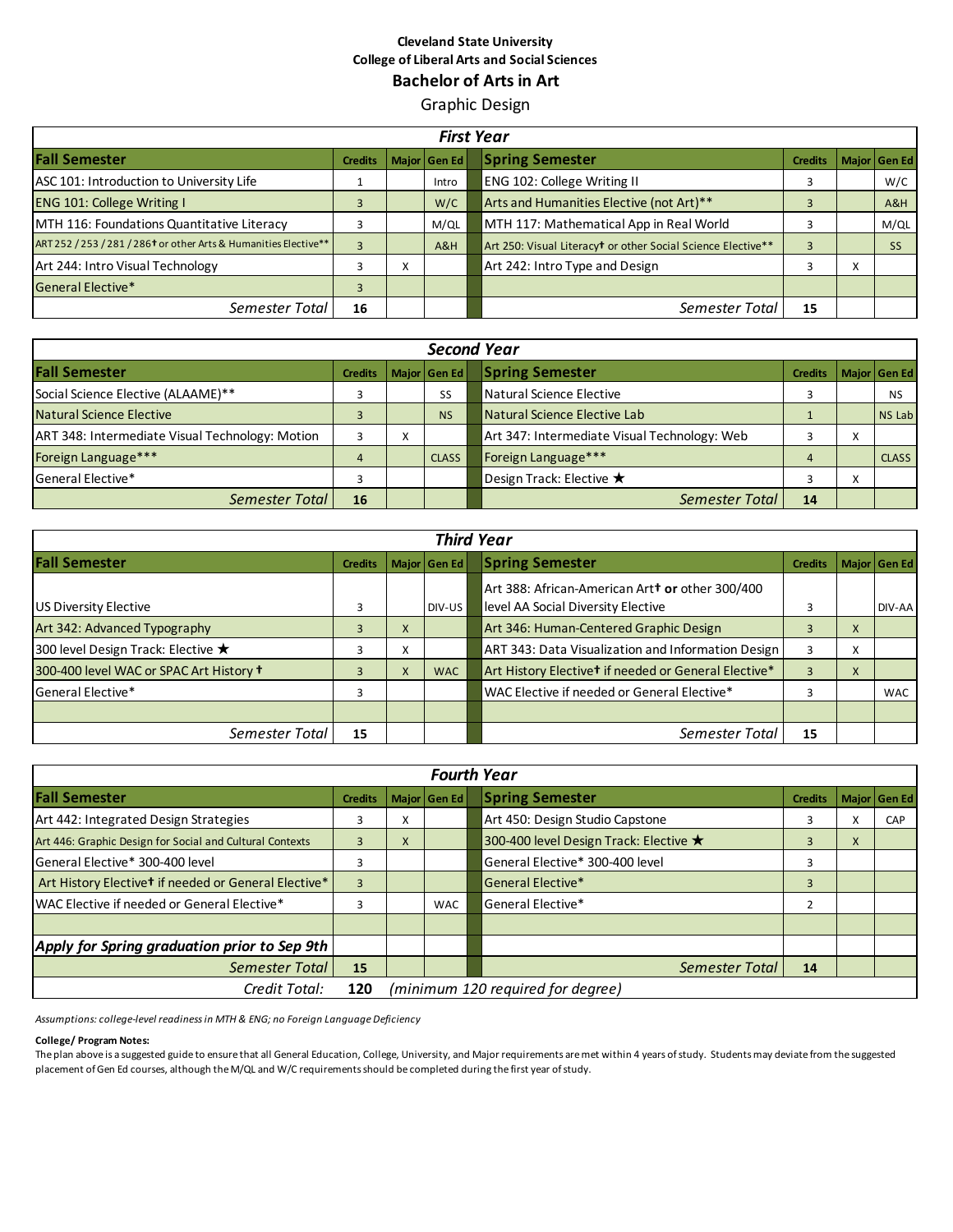**Cleveland State University**
**College of Liberal Arts and Social Sciences**

## Bachelor of Arts in Art

### Graphic Design

| *First Year* | | | | | | | |
|---|---|---|---|---|---|---|---|
| **Fall Semester** | **Credits** | **Major** | **Gen Ed** | **Spring Semester** | **Credits** | **Major** | **Gen Ed** |
| ASC 101: Introduction to University Life | 1 | | Intro | ENG 102: College Writing II | 3 | | W/C |
| ENG 101: College Writing I | 3 | | W/C | Arts and Humanities Elective (not Art)** | 3 | | A&H |
| MTH 116: Foundations Quantitative Literacy | 3 | | M/QL | MTH 117: Mathematical App in Real World | 3 | | M/QL |
| ART 252 / 253 / 281 / 286† or other Arts & Humanities Elective** | 3 | | A&H | Art 250: Visual Literacy† or other Social Science Elective** | 3 | | SS |
| Art 244: Intro Visual Technology | 3 | X | | Art 242: Intro Type and Design | 3 | X | |
| General Elective* | 3 | | | | | | |
| *Semester Total* | **16** | | | *Semester Total* | **15** | | |

| *Second Year* | | | | | | | |
|---|---|---|---|---|---|---|---|
| **Fall Semester** | **Credits** | **Major** | **Gen Ed** | **Spring Semester** | **Credits** | **Major** | **Gen Ed** |
| Social Science Elective (ALAAME)** | 3 | | SS | Natural Science Elective | 3 | | NS |
| Natural Science Elective | 3 | | NS | Natural Science Elective Lab | 1 | | NS Lab |
| ART 348: Intermediate Visual Technology: Motion | 3 | X | | Art 347: Intermediate Visual Technology: Web | 3 | X | |
| Foreign Language*** | 4 | | CLASS | Foreign Language*** | 4 | | CLASS |
| General Elective* | 3 | | | Design Track: Elective ★ | 3 | X | |
| *Semester Total* | **16** | | | *Semester Total* | **14** | | |

| *Third Year* | | | | | | | |
|---|---|---|---|---|---|---|---|
| **Fall Semester** | **Credits** | **Major** | **Gen Ed** | **Spring Semester** | **Credits** | **Major** | **Gen Ed** |
| US Diversity Elective | 3 | | DIV-US | Art 388: African-American Art† **or** other 300/400 level AA Social Diversity Elective | 3 | | DIV-AA |
| Art 342: Advanced Typography | 3 | X | | Art 346: Human-Centered Graphic Design | 3 | X | |
| 300 level Design Track: Elective ★ | 3 | X | | ART 343: Data Visualization and Information Design | 3 | X | |
| 300-400 level WAC or SPAC Art History † | 3 | X | WAC | Art History Elective† if needed or General Elective* | 3 | X | |
| General Elective* | 3 | | | WAC Elective if needed or General Elective* | 3 | | WAC |
| | | | | | | | |
| *Semester Total* | **15** | | | *Semester Total* | **15** | | |

| *Fourth Year* | | | | | | | |
|---|---|---|---|---|---|---|---|
| **Fall Semester** | **Credits** | **Major** | **Gen Ed** | **Spring Semester** | **Credits** | **Major** | **Gen Ed** |
| Art 442: Integrated Design Strategies | 3 | X | | Art 450: Design Studio Capstone | 3 | X | CAP |
| Art 446: Graphic Design for Social and Cultural Contexts | 3 | X | | 300-400 level Design Track: Elective ★ | 3 | X | |
| General Elective* 300-400 level | 3 | | | General Elective* 300-400 level | 3 | | |
| Art History Elective† if needed or General Elective* | 3 | | | General Elective* | 3 | | |
| WAC Elective if needed or General Elective* | 3 | | WAC | General Elective* | 2 | | |
| | | | | | | | |
| ***Apply for Spring graduation prior to Sep 9th*** | | | | | | | |
| *Semester Total* | **15** | | | *Semester Total* | **14** | | |
| *Credit Total:* | **120** | *(minimum 120 required for degree)* | | | | | |

*Assumptions: college-level readiness in MTH & ENG; no Foreign Language Deficiency*

**College/ Program Notes:**
The plan above is a suggested guide to ensure that all General Education, College, University, and Major requirements are met within 4 years of study. Students may deviate from the suggested placement of Gen Ed courses, although the M/QL and W/C requirements should be completed during the first year of study.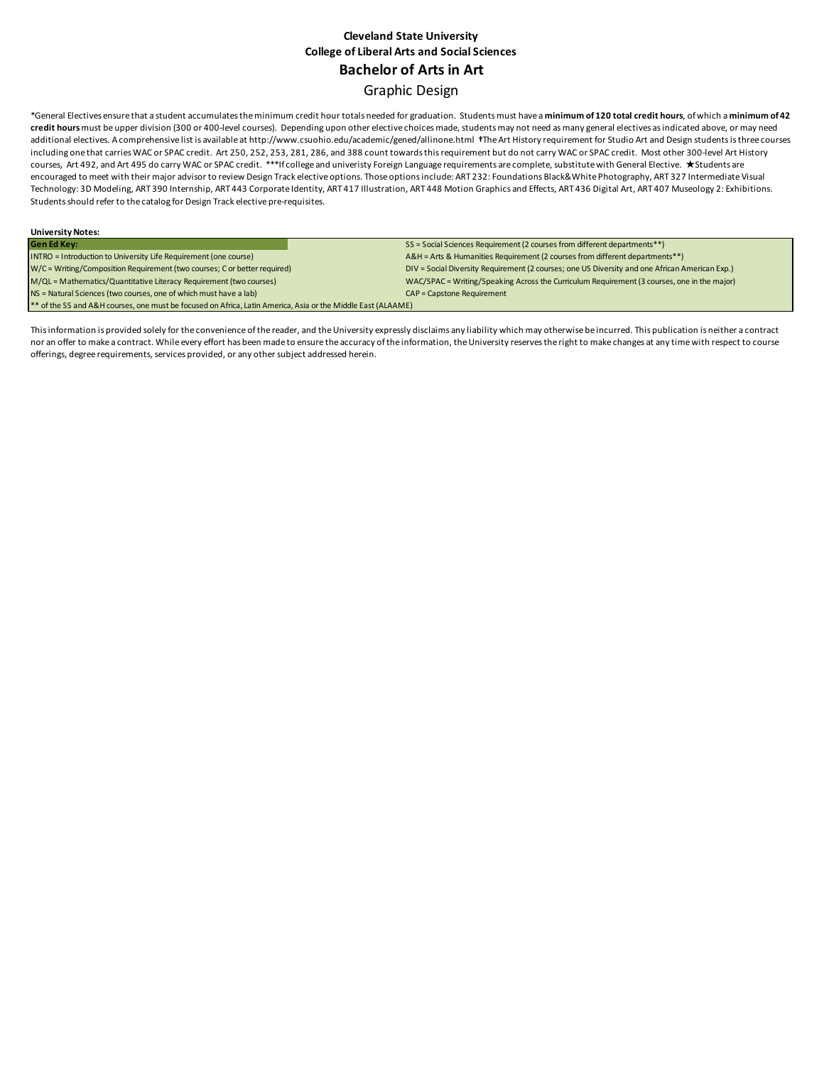# Cleveland State University

## College of Liberal Arts and Social Sciences

## Bachelor of Arts in Art

### Graphic Design

*General Electives ensure that a student accumulates the minimum credit hour totals needed for graduation. Students must have a **minimum of 120 total credit hours**, of which a **minimum of 42 credit hours** must be upper division (300 or 400-level courses). Depending upon other elective choices made, students may not need as many general electives as indicated above, or may need additional electives. A comprehensive list is available at http://www.csuohio.edu/academic/gened/allinone.html ✝The Art History requirement for Studio Art and Design students is three courses including one that carries WAC or SPAC credit. Art 250, 252, 253, 281, 286, and 388 count towards this requirement but do not carry WAC or SPAC credit. Most other 300-level Art History courses, Art 492, and Art 495 do carry WAC or SPAC credit. ***If college and univeristy Foreign Language requirements are complete, substitute with General Elective. ★Students are encouraged to meet with their major advisor to review Design Track elective options. Those options include: ART 232: Foundations Black&White Photography, ART 327 Intermediate Visual Technology: 3D Modeling, ART 390 Internship, ART 443 Corporate Identity, ART 417 Illustration, ART 448 Motion Graphics and Effects, ART 436 Digital Art, ART 407 Museology 2: Exhibitions. Students should refer to the catalog for Design Track elective pre-requisites.

**University Notes:**

| **Gen Ed Key:** | SS = Social Sciences Requirement (2 courses from different departments**) |
|---|---|
| INTRO = Introduction to University Life Requirement (one course) | A&H = Arts & Humanities Requirement (2 courses from different departments**) |
| W/C = Writing/Composition Requirement (two courses; C or better required) | DIV = Social Diversity Requirement (2 courses; one US Diversity and one African American Exp.) |
| M/QL = Mathematics/Quantitative Literacy Requirement (two courses) | WAC/SPAC = Writing/Speaking Across the Curriculum Requirement (3 courses, one in the major) |
| NS = Natural Sciences (two courses, one of which must have a lab) | CAP = Capstone Requirement |
| ** of the SS and A&H courses, one must be focused on Africa, Latin America, Asia or the Middle East (ALAAME) | |

This information is provided solely for the convenience of the reader, and the University expressly disclaims any liability which may otherwise be incurred. This publication is neither a contract nor an offer to make a contract. While every effort has been made to ensure the accuracy of the information, the University reserves the right to make changes at any time with respect to course offerings, degree requirements, services provided, or any other subject addressed herein.